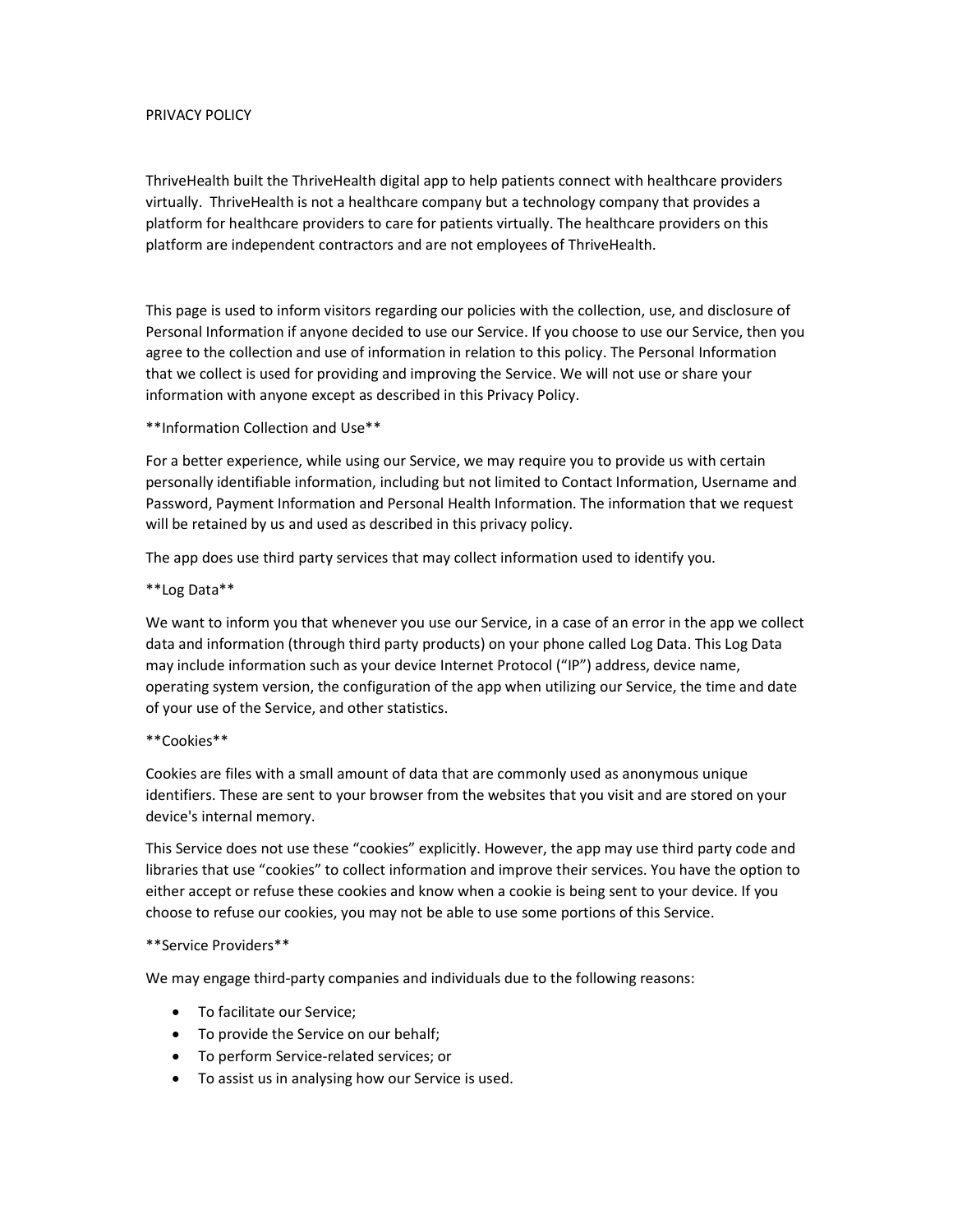PRIVACY POLICY

ThriveHealth built the ThriveHealth digital app to help patients connect with healthcare providers virtually. ThriveHealth is not a healthcare company but a technology company that provides a platform for healthcare providers to care for patients virtually. The healthcare providers on this platform are independent contractors and are not employees of ThriveHealth.

This page is used to inform visitors regarding our policies with the collection, use, and disclosure of Personal Information if anyone decided to use our Service. If you choose to use our Service, then you agree to the collection and use of information in relation to this policy. The Personal Information that we collect is used for providing and improving the Service. We will not use or share your information with anyone except as described in this Privacy Policy.

**Information Collection and Use**

For a better experience, while using our Service, we may require you to provide us with certain personally identifiable information, including but not limited to Contact Information, Username and Password, Payment Information and Personal Health Information. The information that we request will be retained by us and used as described in this privacy policy.

The app does use third party services that may collect information used to identify you.

**Log Data**

We want to inform you that whenever you use our Service, in a case of an error in the app we collect data and information (through third party products) on your phone called Log Data. This Log Data may include information such as your device Internet Protocol ("IP") address, device name, operating system version, the configuration of the app when utilizing our Service, the time and date of your use of the Service, and other statistics.

**Cookies**

Cookies are files with a small amount of data that are commonly used as anonymous unique identifiers. These are sent to your browser from the websites that you visit and are stored on your device's internal memory.

This Service does not use these "cookies" explicitly. However, the app may use third party code and libraries that use "cookies" to collect information and improve their services. You have the option to either accept or refuse these cookies and know when a cookie is being sent to your device. If you choose to refuse our cookies, you may not be able to use some portions of this Service.

**Service Providers**

We may engage third-party companies and individuals due to the following reasons:

- To facilitate our Service;
- To provide the Service on our behalf;
- To perform Service-related services; or
- To assist us in analysing how our Service is used.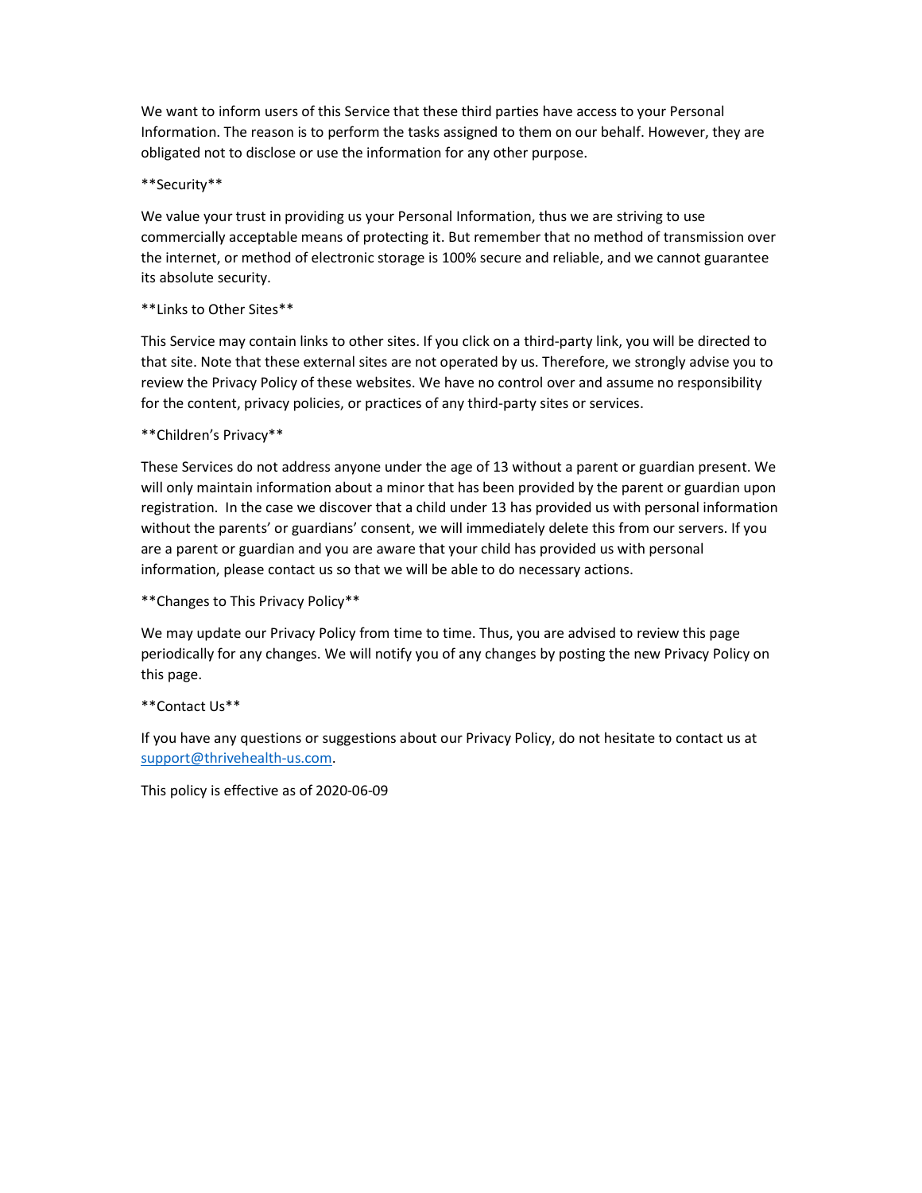We want to inform users of this Service that these third parties have access to your Personal Information. The reason is to perform the tasks assigned to them on our behalf. However, they are obligated not to disclose or use the information for any other purpose.

**Security**

We value your trust in providing us your Personal Information, thus we are striving to use commercially acceptable means of protecting it. But remember that no method of transmission over the internet, or method of electronic storage is 100% secure and reliable, and we cannot guarantee its absolute security.

**Links to Other Sites**

This Service may contain links to other sites. If you click on a third-party link, you will be directed to that site. Note that these external sites are not operated by us. Therefore, we strongly advise you to review the Privacy Policy of these websites. We have no control over and assume no responsibility for the content, privacy policies, or practices of any third-party sites or services.

**Children's Privacy**

These Services do not address anyone under the age of 13 without a parent or guardian present. We will only maintain information about a minor that has been provided by the parent or guardian upon registration. In the case we discover that a child under 13 has provided us with personal information without the parents' or guardians' consent, we will immediately delete this from our servers. If you are a parent or guardian and you are aware that your child has provided us with personal information, please contact us so that we will be able to do necessary actions.

**Changes to This Privacy Policy**

We may update our Privacy Policy from time to time. Thus, you are advised to review this page periodically for any changes. We will notify you of any changes by posting the new Privacy Policy on this page.

**Contact Us**

If you have any questions or suggestions about our Privacy Policy, do not hesitate to contact us at support@thrivehealth-us.com.

This policy is effective as of 2020-06-09